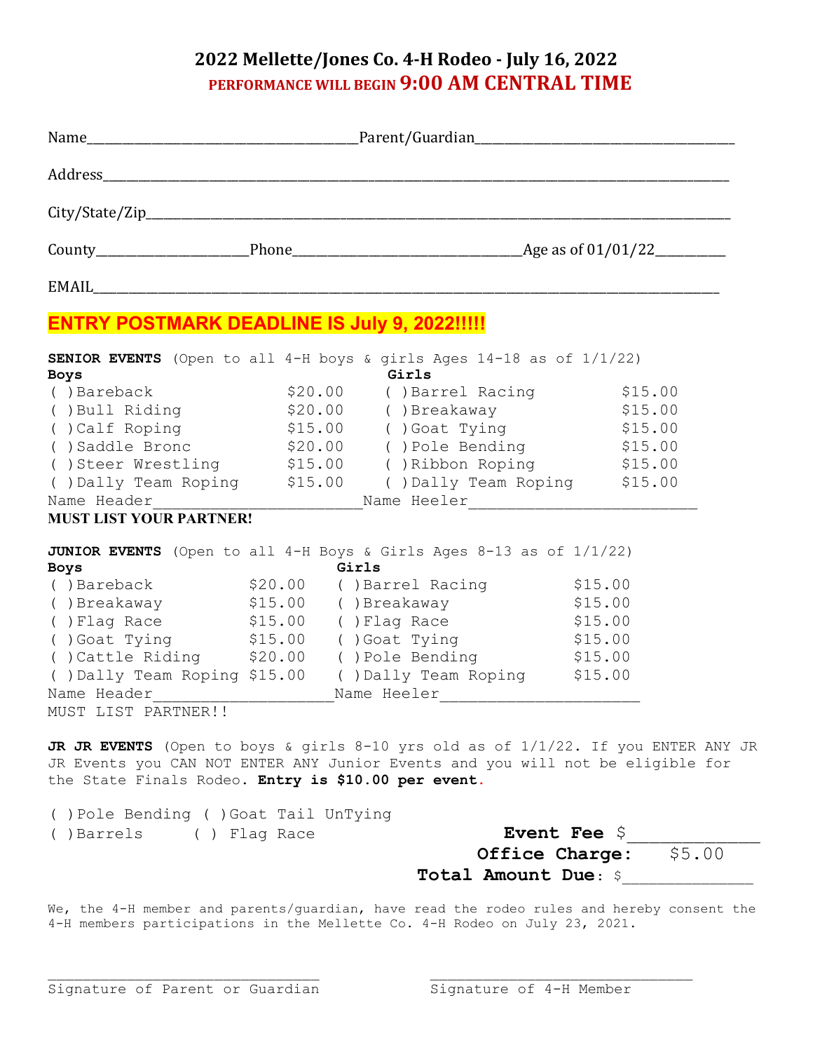# 2022 Mellette/Jones Co. 4-H Rodeo - July 16, 2022

**PERFORMANCE WILL BEGIN 9:00 AM CENTRAL TIME**

Name______________________________________Parent/Guardian____________________________________

Address__________________________________________________________________________________________

City/State/Zip_____________________________________________________________________________________

County______________________Phone_________________________________Age as of 01/01/22__________

EMAIL___________________________________________________________________________________________

**ENTRY POSTMARK DEADLINE IS July 9, 2022!!!!!**

**SENIOR EVENTS** (Open to all 4-H boys & girls Ages 14-18 as of 1/1/22)

| Boys | | Girls | |
|---|---|---|---|
| ( )Bareback | $20.00 | ( )Barrel Racing | $15.00 |
| ( )Bull Riding | $20.00 | ( )Breakaway | $15.00 |
| ( )Calf Roping | $15.00 | ( )Goat Tying | $15.00 |
| ( )Saddle Bronc | $20.00 | ( )Pole Bending | $15.00 |
| ( )Steer Wrestling | $15.00 | ( )Ribbon Roping | $15.00 |
| ( )Dally Team Roping | $15.00 | ( )Dally Team Roping | $15.00 |

Name Header_________________________Name Heeler__________________________

**MUST LIST YOUR PARTNER!**

**JUNIOR EVENTS** (Open to all 4-H Boys & Girls Ages 8-13 as of 1/1/22)

| Boys | | Girls | |
|---|---|---|---|
| ( )Bareback | $20.00 | ( )Barrel Racing | $15.00 |
| ( )Breakaway | $15.00 | ( )Breakaway | $15.00 |
| ( )Flag Race | $15.00 | ( )Flag Race | $15.00 |
| ( )Goat Tying | $15.00 | ( )Goat Tying | $15.00 |
| ( )Cattle Riding | $20.00 | ( )Pole Bending | $15.00 |
| ( )Dally Team Roping | $15.00 | ( )Dally Team Roping | $15.00 |

Name Header_____________________Name Heeler______________________

MUST LIST PARTNER!!

**JR JR EVENTS** (Open to boys & girls 8-10 yrs old as of 1/1/22. If you ENTER ANY JR JR Events you CAN NOT ENTER ANY Junior Events and you will not be eligible for the State Finals Rodeo. **Entry is $10.00 per event.**

( )Pole Bending ( )Goat Tail UnTying

( )Barrels ( ) Flag Race

**Event Fee** $_____________

**Office Charge:** $5.00

**Total Amount Due**: $_____________

We, the 4-H member and parents/guardian, have read the rodeo rules and hereby consent the 4-H members participations in the Mellette Co. 4-H Rodeo on July 23, 2021.

________________________________ Signature of Parent or Guardian

________________________________ Signature of 4-H Member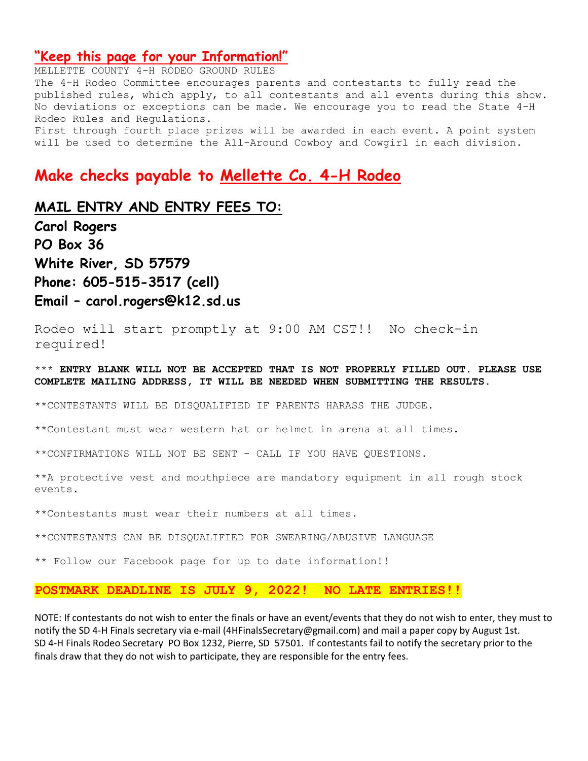## "Keep this page for your Information!"

MELLETTE COUNTY 4-H RODEO GROUND RULES

The 4-H Rodeo Committee encourages parents and contestants to fully read the published rules, which apply, to all contestants and all events during this show. No deviations or exceptions can be made. We encourage you to read the State 4-H Rodeo Rules and Regulations.

First through fourth place prizes will be awarded in each event. A point system will be used to determine the All-Around Cowboy and Cowgirl in each division.

# Make checks payable to Mellette Co. 4-H Rodeo

## MAIL ENTRY AND ENTRY FEES TO:

**Carol Rogers**
**PO Box 36**
**White River, SD 57579**
**Phone: 605-515-3517 (cell)**
**Email – carol.rogers@k12.sd.us**

Rodeo will start promptly at 9:00 AM CST!! No check-in required!

*** **ENTRY BLANK WILL NOT BE ACCEPTED THAT IS NOT PROPERLY FILLED OUT. PLEASE USE COMPLETE MAILING ADDRESS, IT WILL BE NEEDED WHEN SUBMITTING THE RESULTS.**

**CONTESTANTS WILL BE DISQUALIFIED IF PARENTS HARASS THE JUDGE.

**Contestant must wear western hat or helmet in arena at all times.

**CONFIRMATIONS WILL NOT BE SENT - CALL IF YOU HAVE QUESTIONS.

**A protective vest and mouthpiece are mandatory equipment in all rough stock events.

**Contestants must wear their numbers at all times.

**CONTESTANTS CAN BE DISQUALIFIED FOR SWEARING/ABUSIVE LANGUAGE

** Follow our Facebook page for up to date information!!

**POSTMARK DEADLINE IS JULY 9, 2022! NO LATE ENTRIES!!**

NOTE: If contestants do not wish to enter the finals or have an event/events that they do not wish to enter, they must to notify the SD 4-H Finals secretary via e-mail (4HFinalsSecretary@gmail.com) and mail a paper copy by August 1st. SD 4-H Finals Rodeo Secretary PO Box 1232, Pierre, SD 57501. If contestants fail to notify the secretary prior to the finals draw that they do not wish to participate, they are responsible for the entry fees.